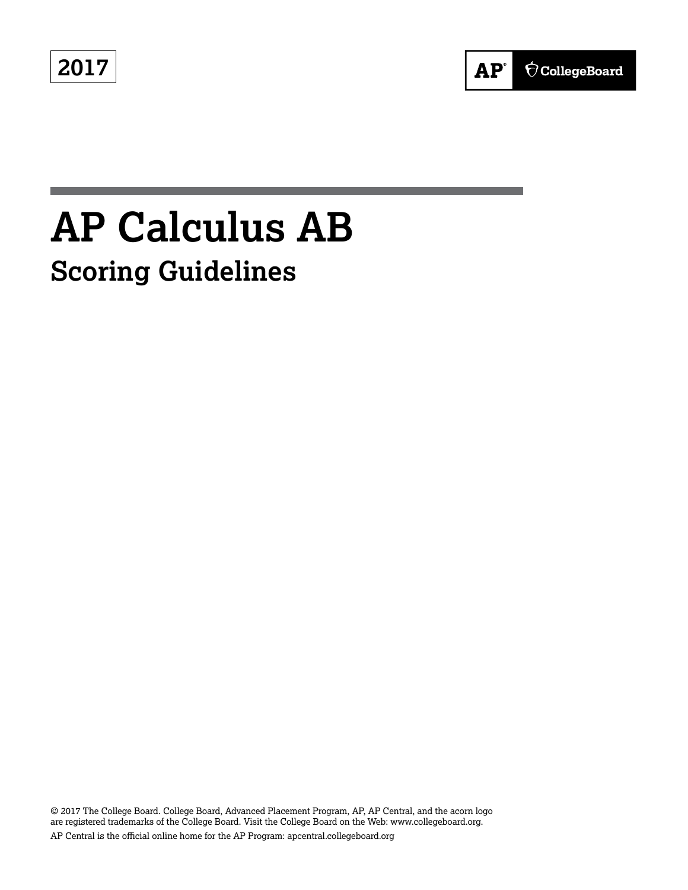2017

AP® CollegeBoard

# AP Calculus AB

## Scoring Guidelines

© 2017 The College Board. College Board, Advanced Placement Program, AP, AP Central, and the acorn logo are registered trademarks of the College Board. Visit the College Board on the Web: www.collegeboard.org.

AP Central is the official online home for the AP Program: apcentral.collegeboard.org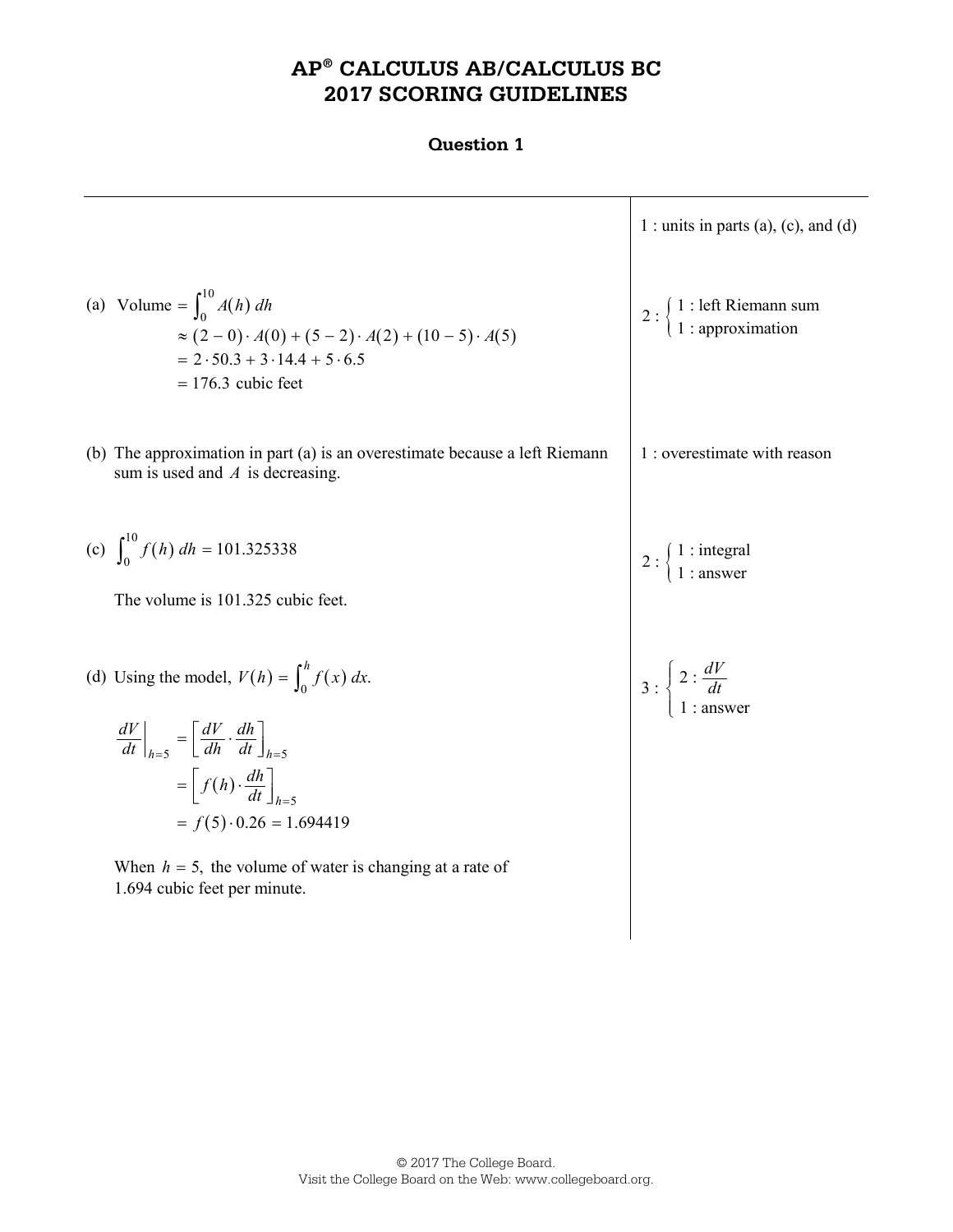# AP® CALCULUS AB/CALCULUS BC 2017 SCORING GUIDELINES

## Question 1

| | 1 : units in parts (a), (c), and (d) |
|---|---|
| (a) Volume $= \int_0^{10} A(h)\,dh$ $\approx (2-0)\cdot A(0) + (5-2)\cdot A(2) + (10-5)\cdot A(5)$ $= 2\cdot 50.3 + 3\cdot 14.4 + 5\cdot 6.5$ $= 176.3$ cubic feet | $2 : \begin{cases} 1 : \text{left Riemann sum} \\ 1 : \text{approximation} \end{cases}$ |
| (b) The approximation in part (a) is an overestimate because a left Riemann sum is used and $A$ is decreasing. | 1 : overestimate with reason |
| (c) $\int_0^{10} f(h)\,dh = 101.325338$ The volume is 101.325 cubic feet. | $2 : \begin{cases} 1 : \text{integral} \\ 1 : \text{answer} \end{cases}$ |
| (d) Using the model, $V(h) = \int_0^h f(x)\,dx.$ $\left.\frac{dV}{dt}\right\|_{h=5} = \left[\frac{dV}{dh}\cdot\frac{dh}{dt}\right]_{h=5} = \left[f(h)\cdot\frac{dh}{dt}\right]_{h=5} = f(5)\cdot 0.26 = 1.694419$ When $h = 5,$ the volume of water is changing at a rate of 1.694 cubic feet per minute. | $3 : \begin{cases} 2 : \frac{dV}{dt} \\ 1 : \text{answer} \end{cases}$ |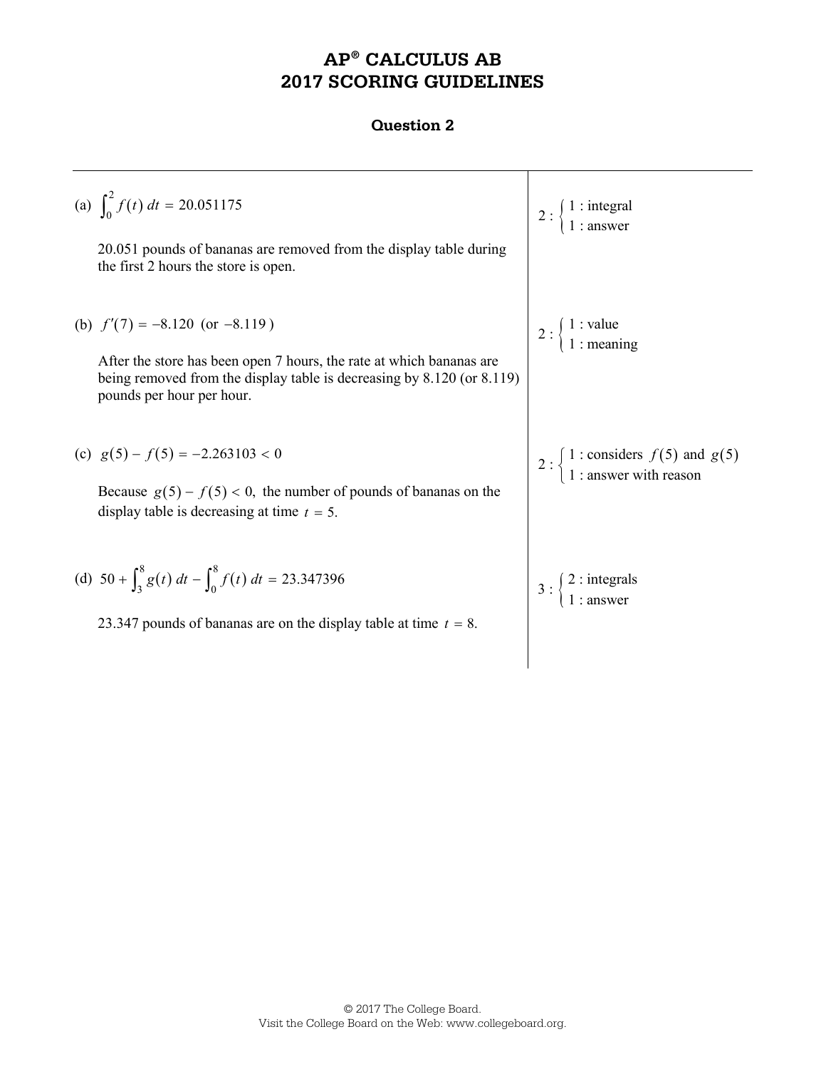# AP® CALCULUS AB
# 2017 SCORING GUIDELINES

## Question 2

| | |
|---|---|
| (a) $\int_0^2 f(t)\,dt = 20.051175$<br><br>20.051 pounds of bananas are removed from the display table during the first 2 hours the store is open. | $2 : \begin{cases} 1 : \text{integral} \\ 1 : \text{answer} \end{cases}$ |
| (b) $f'(7) = -8.120$ (or $-8.119$)<br><br>After the store has been open 7 hours, the rate at which bananas are being removed from the display table is decreasing by 8.120 (or 8.119) pounds per hour per hour. | $2 : \begin{cases} 1 : \text{value} \\ 1 : \text{meaning} \end{cases}$ |
| (c) $g(5) - f(5) = -2.263103 < 0$<br><br>Because $g(5) - f(5) < 0$, the number of pounds of bananas on the display table is decreasing at time $t = 5$. | $2 : \begin{cases} 1 : \text{considers } f(5) \text{ and } g(5) \\ 1 : \text{answer with reason} \end{cases}$ |
| (d) $50 + \int_3^8 g(t)\,dt - \int_0^8 f(t)\,dt = 23.347396$<br><br>23.347 pounds of bananas are on the display table at time $t = 8$. | $3 : \begin{cases} 2 : \text{integrals} \\ 1 : \text{answer} \end{cases}$ |

© 2017 The College Board.
Visit the College Board on the Web: www.collegeboard.org.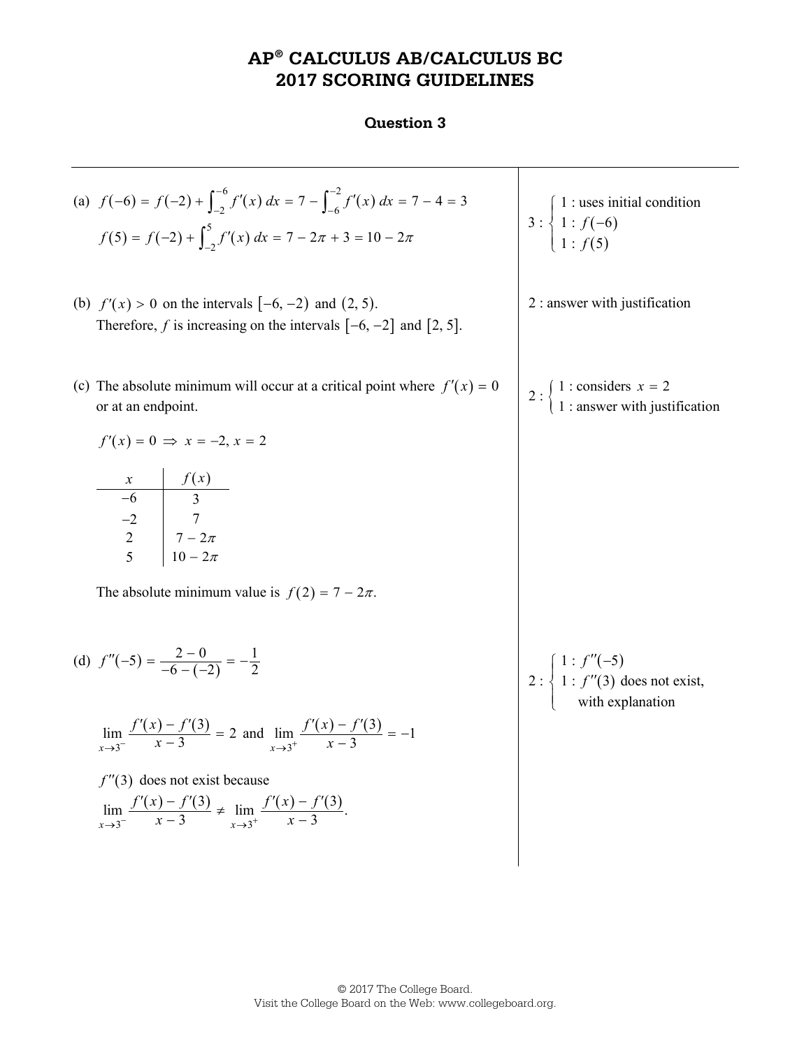# AP® CALCULUS AB/CALCULUS BC 2017 SCORING GUIDELINES

## Question 3

(a) $f(-6) = f(-2) + \int_{-2}^{-6} f'(x)\,dx = 7 - \int_{-6}^{-2} f'(x)\,dx = 7 - 4 = 3$

$f(5) = f(-2) + \int_{-2}^{5} f'(x)\,dx = 7 - 2\pi + 3 = 10 - 2\pi$

$3 : \begin{cases} 1 : \text{uses initial condition} \\ 1 : f(-6) \\ 1 : f(5) \end{cases}$

(b) $f'(x) > 0$ on the intervals $[-6, -2)$ and $(2, 5)$.
Therefore, $f$ is increasing on the intervals $[-6, -2]$ and $[2, 5]$.

2 : answer with justification

(c) The absolute minimum will occur at a critical point where $f'(x) = 0$ or at an endpoint.

$f'(x) = 0 \Rightarrow x = -2, x = 2$

| $x$ | $f(x)$ |
|---|---|
| $-6$ | $3$ |
| $-2$ | $7$ |
| $2$ | $7 - 2\pi$ |
| $5$ | $10 - 2\pi$ |

The absolute minimum value is $f(2) = 7 - 2\pi$.

$2 : \begin{cases} 1 : \text{considers } x = 2 \\ 1 : \text{answer with justification} \end{cases}$

(d) $f''(-5) = \dfrac{2 - 0}{-6 - (-2)} = -\dfrac{1}{2}$

$\lim\limits_{x \to 3^-} \dfrac{f'(x) - f'(3)}{x - 3} = 2$ and $\lim\limits_{x \to 3^+} \dfrac{f'(x) - f'(3)}{x - 3} = -1$

$f''(3)$ does not exist because
$\lim\limits_{x \to 3^-} \dfrac{f'(x) - f'(3)}{x - 3} \neq \lim\limits_{x \to 3^+} \dfrac{f'(x) - f'(3)}{x - 3}.$

$2 : \begin{cases} 1 : f''(-5) \\ 1 : f''(3) \text{ does not exist, with explanation} \end{cases}$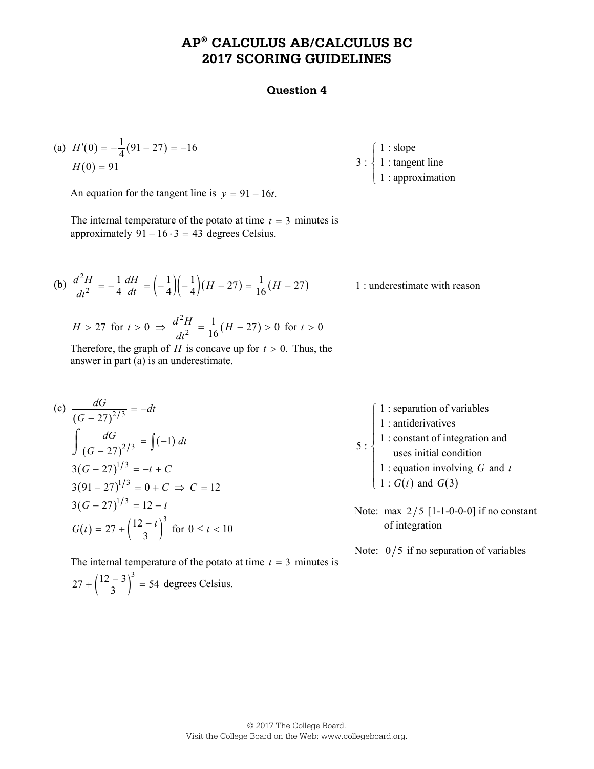# AP® CALCULUS AB/CALCULUS BC
# 2017 SCORING GUIDELINES

## Question 4

**(a)** $H'(0) = -\frac{1}{4}(91 - 27) = -16$

$H(0) = 91$

An equation for the tangent line is $y = 91 - 16t$.

The internal temperature of the potato at time $t = 3$ minutes is approximately $91 - 16 \cdot 3 = 43$ degrees Celsius.

$$3 : \begin{cases} 1 : \text{slope} \\ 1 : \text{tangent line} \\ 1 : \text{approximation} \end{cases}$$

**(b)** $\frac{d^2H}{dt^2} = -\frac{1}{4}\frac{dH}{dt} = \left(-\frac{1}{4}\right)\left(-\frac{1}{4}\right)(H - 27) = \frac{1}{16}(H - 27)$

$H > 27$ for $t > 0 \Rightarrow \frac{d^2H}{dt^2} = \frac{1}{16}(H - 27) > 0$ for $t > 0$

Therefore, the graph of $H$ is concave up for $t > 0$. Thus, the answer in part (a) is an underestimate.

1 : underestimate with reason

**(c)** $\frac{dG}{(G - 27)^{2/3}} = -dt$

$\int \frac{dG}{(G - 27)^{2/3}} = \int (-1)\, dt$

$3(G - 27)^{1/3} = -t + C$

$3(91 - 27)^{1/3} = 0 + C \Rightarrow C = 12$

$3(G - 27)^{1/3} = 12 - t$

$G(t) = 27 + \left(\frac{12 - t}{3}\right)^3$ for $0 \le t < 10$

The internal temperature of the potato at time $t = 3$ minutes is $27 + \left(\frac{12 - 3}{3}\right)^3 = 54$ degrees Celsius.

$$5 : \begin{cases} 1 : \text{separation of variables} \\ 1 : \text{antiderivatives} \\ 1 : \text{constant of integration and uses initial condition} \\ 1 : \text{equation involving } G \text{ and } t \\ 1 : G(t) \text{ and } G(3) \end{cases}$$

Note: max $2/5$ [1-1-0-0-0] if no constant of integration

Note: $0/5$ if no separation of variables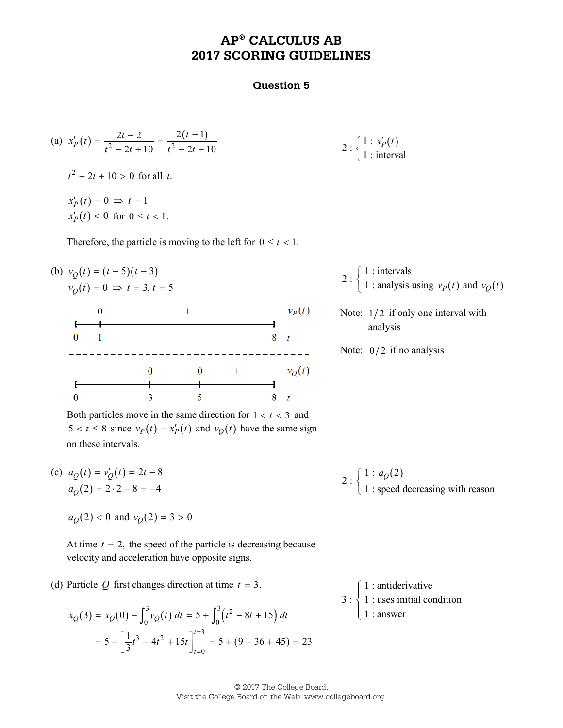# AP® CALCULUS AB
# 2017 SCORING GUIDELINES

### Question 5

---

**(a)** $x_P'(t) = \dfrac{2t-2}{t^2-2t+10} = \dfrac{2(t-1)}{t^2-2t+10}$

$t^2 - 2t + 10 > 0$ for all $t$.

$x_P'(t) = 0 \Rightarrow t = 1$
$x_P'(t) < 0$ for $0 \le t < 1$.

Therefore, the particle is moving to the left for $0 \le t < 1$.

$2 : \begin{cases} 1 : x_P'(t) \\ 1 : \text{interval} \end{cases}$

---

**(b)** $v_Q(t) = (t-5)(t-3)$
$v_Q(t) = 0 \Rightarrow t = 3,\ t = 5$

Sign chart for $v_P(t)$ on $0 \le t \le 8$: $-$ on $(0, 1)$, $0$ at $t = 1$, $+$ on $(1, 8)$.

Sign chart for $v_Q(t)$ on $0 \le t \le 8$: $+$ on $(0, 3)$, $0$ at $t = 3$, $-$ on $(3, 5)$, $0$ at $t = 5$, $+$ on $(5, 8)$.

Both particles move in the same direction for $1 < t < 3$ and $5 < t \le 8$ since $v_P(t) = x_P'(t)$ and $v_Q(t)$ have the same sign on these intervals.

$2 : \begin{cases} 1 : \text{intervals} \\ 1 : \text{analysis using } v_P(t) \text{ and } v_Q(t) \end{cases}$

Note: $1/2$ if only one interval with analysis

Note: $0/2$ if no analysis

---

**(c)** $a_Q(t) = v_Q'(t) = 2t - 8$
$a_Q(2) = 2 \cdot 2 - 8 = -4$

$a_Q(2) < 0$ and $v_Q(2) = 3 > 0$

At time $t = 2$, the speed of the particle is decreasing because velocity and acceleration have opposite signs.

$2 : \begin{cases} 1 : a_Q(2) \\ 1 : \text{speed decreasing with reason} \end{cases}$

---

**(d)** Particle $Q$ first changes direction at time $t = 3$.

$$x_Q(3) = x_Q(0) + \int_0^3 v_Q(t)\,dt = 5 + \int_0^3 \left(t^2 - 8t + 15\right) dt$$

$$= 5 + \left[\frac{1}{3}t^3 - 4t^2 + 15t\right]_{t=0}^{t=3} = 5 + (9 - 36 + 45) = 23$$

$3 : \begin{cases} 1 : \text{antiderivative} \\ 1 : \text{uses initial condition} \\ 1 : \text{answer} \end{cases}$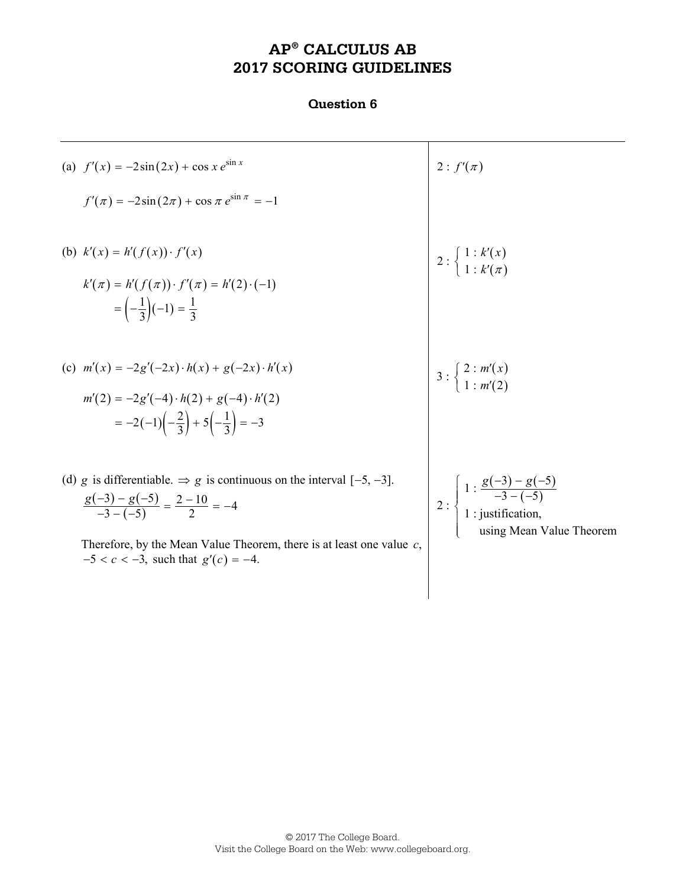# AP® CALCULUS AB
# 2017 SCORING GUIDELINES

## Question 6

(a) $f'(x) = -2\sin(2x) + \cos x \, e^{\sin x}$

$f'(\pi) = -2\sin(2\pi) + \cos \pi \, e^{\sin \pi} = -1$

2 : $f'(\pi)$

(b) $k'(x) = h'(f(x)) \cdot f'(x)$

$$\begin{aligned} k'(\pi) &= h'(f(\pi)) \cdot f'(\pi) = h'(2) \cdot (-1) \\ &= \left(-\frac{1}{3}\right)(-1) = \frac{1}{3} \end{aligned}$$

$2 : \begin{cases} 1 : k'(x) \\ 1 : k'(\pi) \end{cases}$

(c) $m'(x) = -2g'(-2x) \cdot h(x) + g(-2x) \cdot h'(x)$

$$\begin{aligned} m'(2) &= -2g'(-4) \cdot h(2) + g(-4) \cdot h'(2) \\ &= -2(-1)\left(-\frac{2}{3}\right) + 5\left(-\frac{1}{3}\right) = -3 \end{aligned}$$

$3 : \begin{cases} 2 : m'(x) \\ 1 : m'(2) \end{cases}$

(d) $g$ is differentiable. $\Rightarrow$ $g$ is continuous on the interval $[-5, -3]$.

$$\frac{g(-3) - g(-5)}{-3 - (-5)} = \frac{2 - 10}{2} = -4$$

Therefore, by the Mean Value Theorem, there is at least one value $c$, $-5 < c < -3$, such that $g'(c) = -4$.

$2 : \begin{cases} 1 : \dfrac{g(-3) - g(-5)}{-3 - (-5)} \\ 1 : \text{justification, using Mean Value Theorem} \end{cases}$